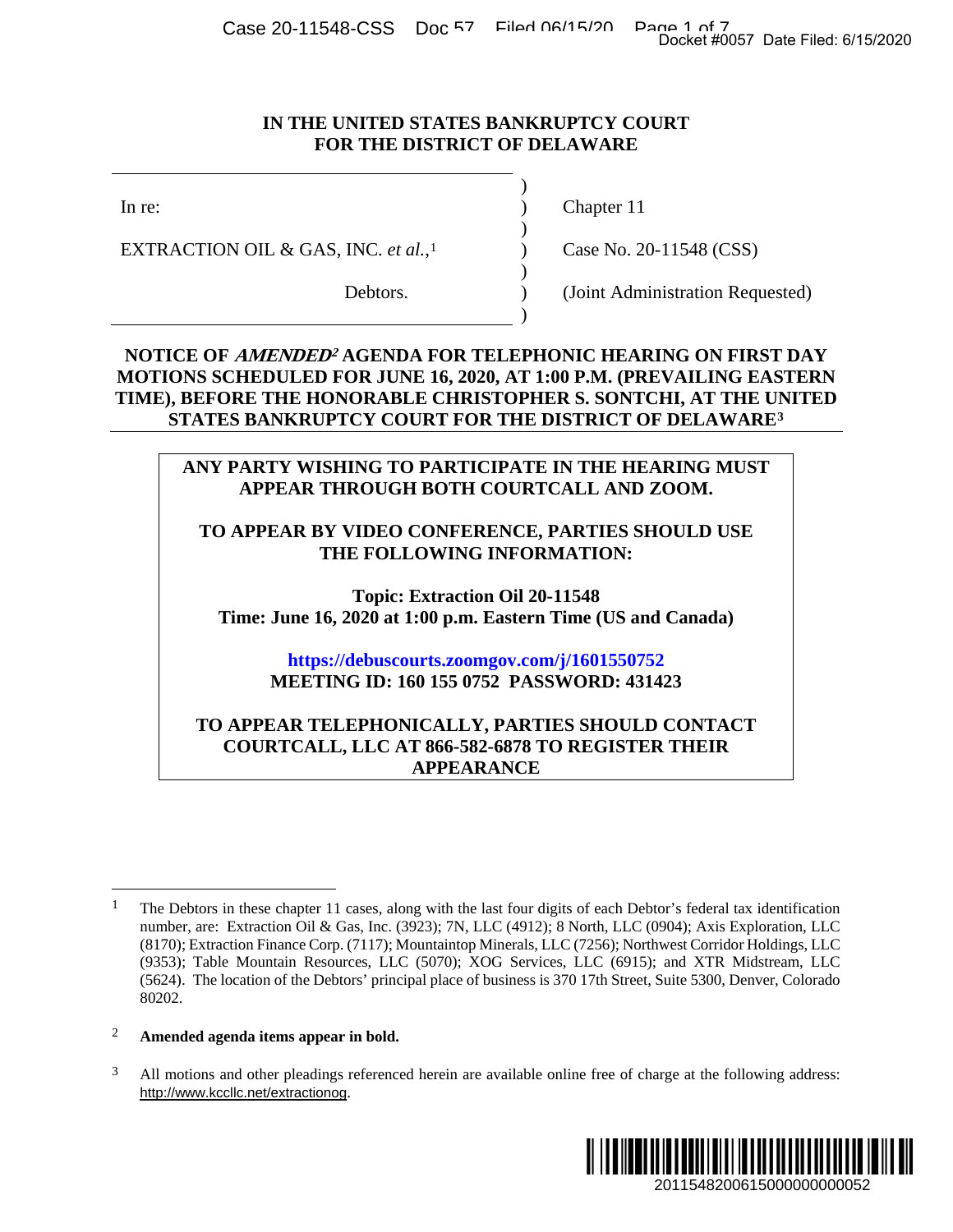IN THE UNITED STATES BANKRUPTCY COURT
FOR THE DISTRICT OF DELAWARE

| | | |
|---|---|---|
| In re: | ) | Chapter 11 |
| EXTRACTION OIL & GAS, INC. *et al.*,[1] | ) | Case No. 20-11548 (CSS) |
| Debtors. | ) | (Joint Administration Requested) |

**NOTICE OF *AMENDED*[2] AGENDA FOR TELEPHONIC HEARING ON FIRST DAY MOTIONS SCHEDULED FOR JUNE 16, 2020, AT 1:00 P.M. (PREVAILING EASTERN TIME), BEFORE THE HONORABLE CHRISTOPHER S. SONTCHI, AT THE UNITED STATES BANKRUPTCY COURT FOR THE DISTRICT OF DELAWARE[3]**

**ANY PARTY WISHING TO PARTICIPATE IN THE HEARING MUST APPEAR THROUGH BOTH COURTCALL AND ZOOM.**

**TO APPEAR BY VIDEO CONFERENCE, PARTIES SHOULD USE THE FOLLOWING INFORMATION:**

**Topic: Extraction Oil 20-11548**
**Time: June 16, 2020 at 1:00 p.m. Eastern Time (US and Canada)**

**https://debuscourts.zoomgov.com/j/1601550752**
**MEETING ID: 160 155 0752 PASSWORD: 431423**

**TO APPEAR TELEPHONICALLY, PARTIES SHOULD CONTACT COURTCALL, LLC AT 866-582-6878 TO REGISTER THEIR APPEARANCE**

---

[1] The Debtors in these chapter 11 cases, along with the last four digits of each Debtor's federal tax identification number, are: Extraction Oil & Gas, Inc. (3923); 7N, LLC (4912); 8 North, LLC (0904); Axis Exploration, LLC (8170); Extraction Finance Corp. (7117); Mountaintop Minerals, LLC (7256); Northwest Corridor Holdings, LLC (9353); Table Mountain Resources, LLC (5070); XOG Services, LLC (6915); and XTR Midstream, LLC (5624). The location of the Debtors' principal place of business is 370 17th Street, Suite 5300, Denver, Colorado 80202.

[2] **Amended agenda items appear in bold.**

[3] All motions and other pleadings referenced herein are available online free of charge at the following address: http://www.kccllc.net/extractionog.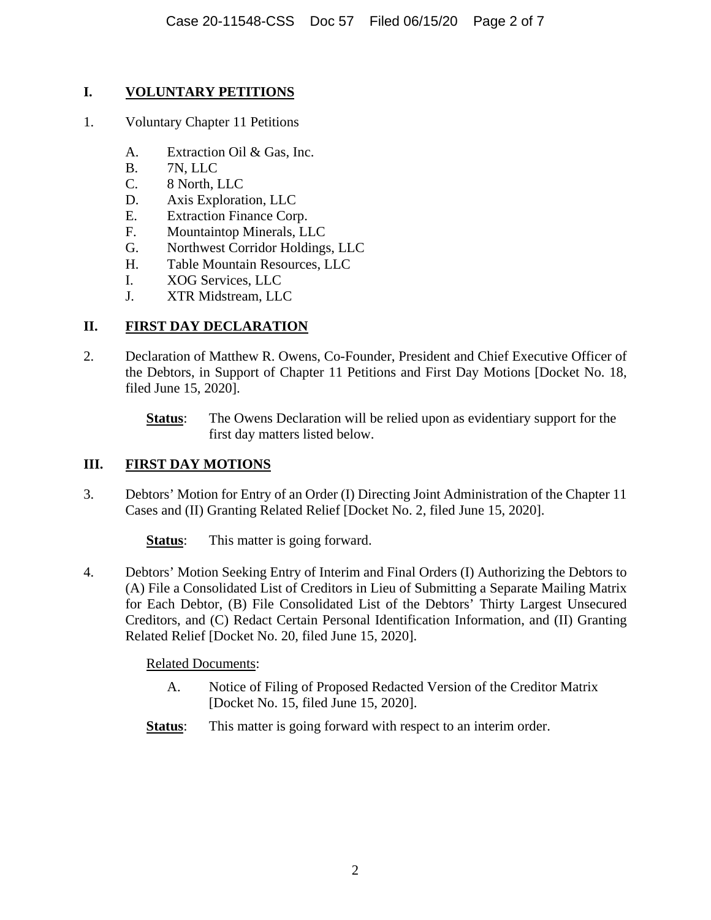## I. VOLUNTARY PETITIONS

1. Voluntary Chapter 11 Petitions

   A. Extraction Oil & Gas, Inc.
   B. 7N, LLC
   C. 8 North, LLC
   D. Axis Exploration, LLC
   E. Extraction Finance Corp.
   F. Mountaintop Minerals, LLC
   G. Northwest Corridor Holdings, LLC
   H. Table Mountain Resources, LLC
   I. XOG Services, LLC
   J. XTR Midstream, LLC

## II. FIRST DAY DECLARATION

2. Declaration of Matthew R. Owens, Co-Founder, President and Chief Executive Officer of the Debtors, in Support of Chapter 11 Petitions and First Day Motions [Docket No. 18, filed June 15, 2020].

   **Status**: The Owens Declaration will be relied upon as evidentiary support for the first day matters listed below.

## III. FIRST DAY MOTIONS

3. Debtors' Motion for Entry of an Order (I) Directing Joint Administration of the Chapter 11 Cases and (II) Granting Related Relief [Docket No. 2, filed June 15, 2020].

   **Status**: This matter is going forward.

4. Debtors' Motion Seeking Entry of Interim and Final Orders (I) Authorizing the Debtors to (A) File a Consolidated List of Creditors in Lieu of Submitting a Separate Mailing Matrix for Each Debtor, (B) File Consolidated List of the Debtors' Thirty Largest Unsecured Creditors, and (C) Redact Certain Personal Identification Information, and (II) Granting Related Relief [Docket No. 20, filed June 15, 2020].

   Related Documents:

   A. Notice of Filing of Proposed Redacted Version of the Creditor Matrix [Docket No. 15, filed June 15, 2020].

   **Status**: This matter is going forward with respect to an interim order.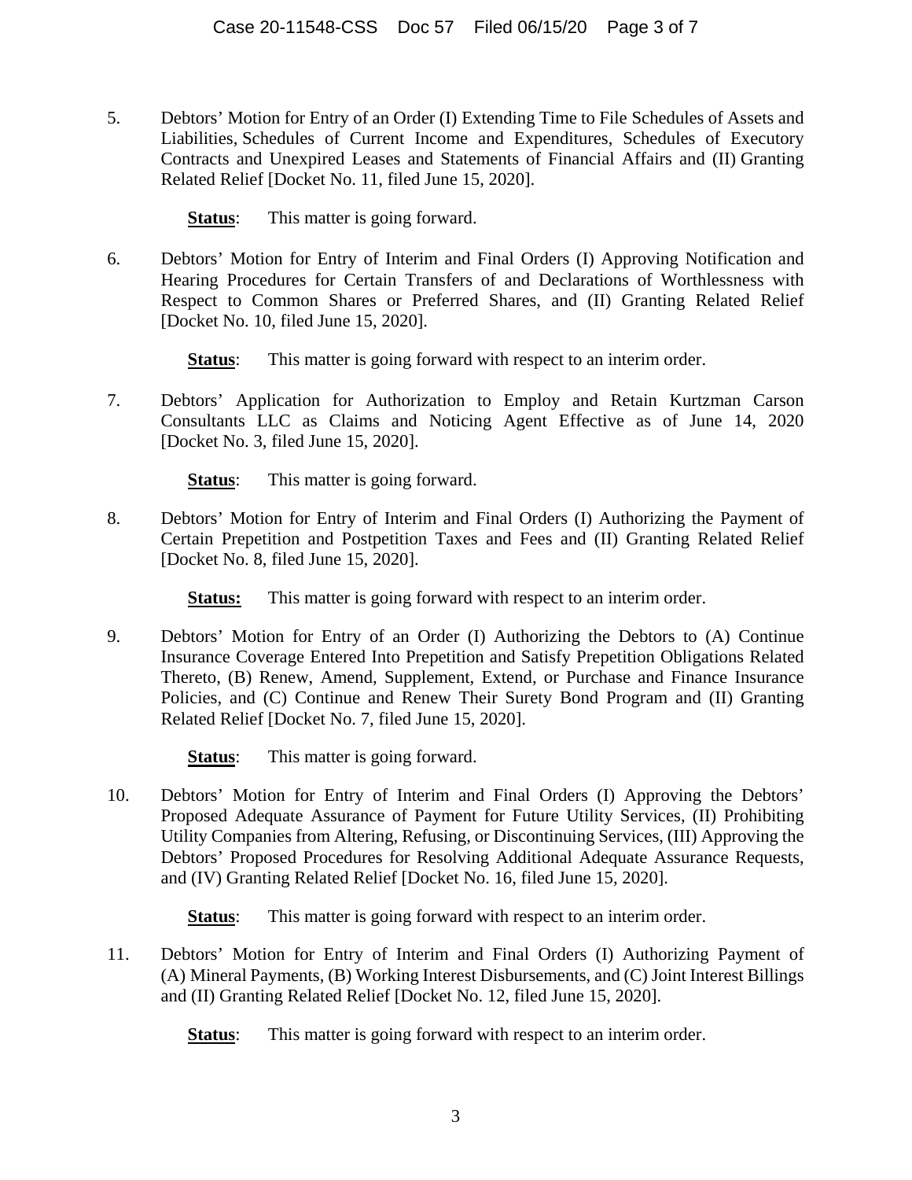5. Debtors' Motion for Entry of an Order (I) Extending Time to File Schedules of Assets and Liabilities, Schedules of Current Income and Expenditures, Schedules of Executory Contracts and Unexpired Leases and Statements of Financial Affairs and (II) Granting Related Relief [Docket No. 11, filed June 15, 2020].

   **Status**: This matter is going forward.

6. Debtors' Motion for Entry of Interim and Final Orders (I) Approving Notification and Hearing Procedures for Certain Transfers of and Declarations of Worthlessness with Respect to Common Shares or Preferred Shares, and (II) Granting Related Relief [Docket No. 10, filed June 15, 2020].

   **Status**: This matter is going forward with respect to an interim order.

7. Debtors' Application for Authorization to Employ and Retain Kurtzman Carson Consultants LLC as Claims and Noticing Agent Effective as of June 14, 2020 [Docket No. 3, filed June 15, 2020].

   **Status**: This matter is going forward.

8. Debtors' Motion for Entry of Interim and Final Orders (I) Authorizing the Payment of Certain Prepetition and Postpetition Taxes and Fees and (II) Granting Related Relief [Docket No. 8, filed June 15, 2020].

   **Status:** This matter is going forward with respect to an interim order.

9. Debtors' Motion for Entry of an Order (I) Authorizing the Debtors to (A) Continue Insurance Coverage Entered Into Prepetition and Satisfy Prepetition Obligations Related Thereto, (B) Renew, Amend, Supplement, Extend, or Purchase and Finance Insurance Policies, and (C) Continue and Renew Their Surety Bond Program and (II) Granting Related Relief [Docket No. 7, filed June 15, 2020].

   **Status**: This matter is going forward.

10. Debtors' Motion for Entry of Interim and Final Orders (I) Approving the Debtors' Proposed Adequate Assurance of Payment for Future Utility Services, (II) Prohibiting Utility Companies from Altering, Refusing, or Discontinuing Services, (III) Approving the Debtors' Proposed Procedures for Resolving Additional Adequate Assurance Requests, and (IV) Granting Related Relief [Docket No. 16, filed June 15, 2020].

    **Status**: This matter is going forward with respect to an interim order.

11. Debtors' Motion for Entry of Interim and Final Orders (I) Authorizing Payment of (A) Mineral Payments, (B) Working Interest Disbursements, and (C) Joint Interest Billings and (II) Granting Related Relief [Docket No. 12, filed June 15, 2020].

    **Status**: This matter is going forward with respect to an interim order.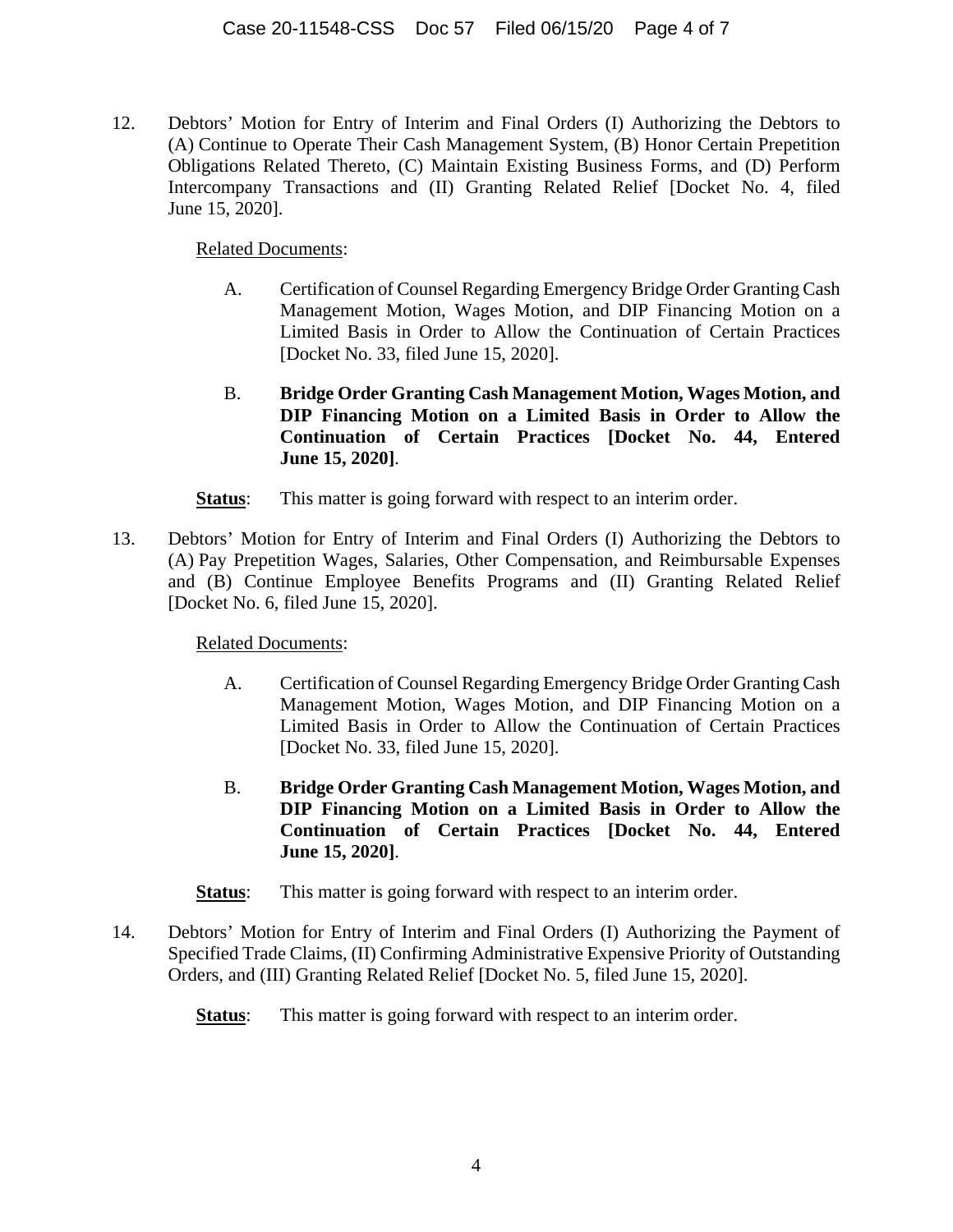12. Debtors' Motion for Entry of Interim and Final Orders (I) Authorizing the Debtors to (A) Continue to Operate Their Cash Management System, (B) Honor Certain Prepetition Obligations Related Thereto, (C) Maintain Existing Business Forms, and (D) Perform Intercompany Transactions and (II) Granting Related Relief [Docket No. 4, filed June 15, 2020].

    Related Documents:

    A. Certification of Counsel Regarding Emergency Bridge Order Granting Cash Management Motion, Wages Motion, and DIP Financing Motion on a Limited Basis in Order to Allow the Continuation of Certain Practices [Docket No. 33, filed June 15, 2020].

    B. **Bridge Order Granting Cash Management Motion, Wages Motion, and DIP Financing Motion on a Limited Basis in Order to Allow the Continuation of Certain Practices [Docket No. 44, Entered June 15, 2020]**.

    **Status**: This matter is going forward with respect to an interim order.

13. Debtors' Motion for Entry of Interim and Final Orders (I) Authorizing the Debtors to (A) Pay Prepetition Wages, Salaries, Other Compensation, and Reimbursable Expenses and (B) Continue Employee Benefits Programs and (II) Granting Related Relief [Docket No. 6, filed June 15, 2020].

    Related Documents:

    A. Certification of Counsel Regarding Emergency Bridge Order Granting Cash Management Motion, Wages Motion, and DIP Financing Motion on a Limited Basis in Order to Allow the Continuation of Certain Practices [Docket No. 33, filed June 15, 2020].

    B. **Bridge Order Granting Cash Management Motion, Wages Motion, and DIP Financing Motion on a Limited Basis in Order to Allow the Continuation of Certain Practices [Docket No. 44, Entered June 15, 2020]**.

    **Status**: This matter is going forward with respect to an interim order.

14. Debtors' Motion for Entry of Interim and Final Orders (I) Authorizing the Payment of Specified Trade Claims, (II) Confirming Administrative Expensive Priority of Outstanding Orders, and (III) Granting Related Relief [Docket No. 5, filed June 15, 2020].

    **Status**: This matter is going forward with respect to an interim order.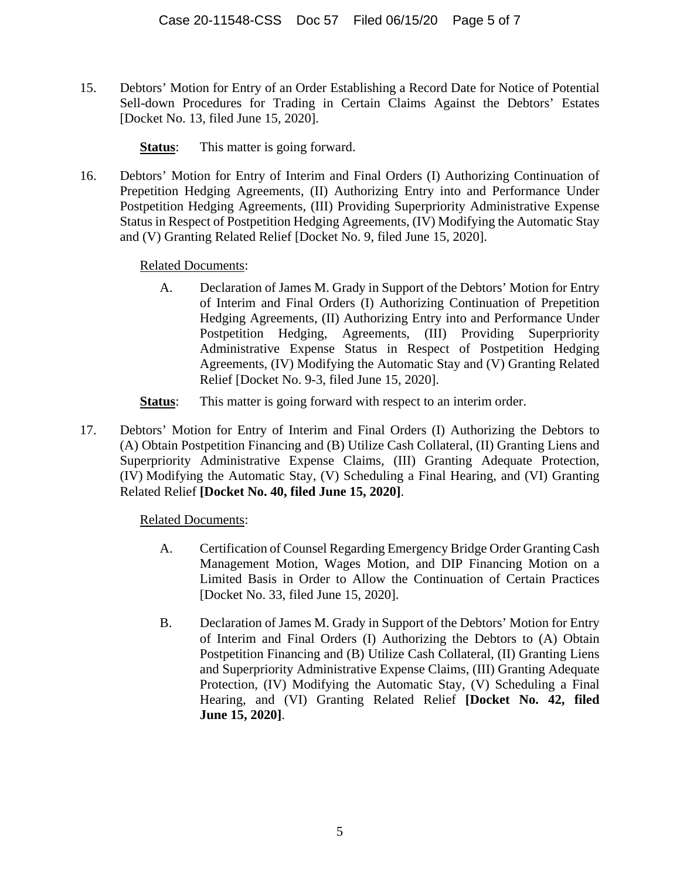15. Debtors' Motion for Entry of an Order Establishing a Record Date for Notice of Potential Sell-down Procedures for Trading in Certain Claims Against the Debtors' Estates [Docket No. 13, filed June 15, 2020].

    **Status**: This matter is going forward.

16. Debtors' Motion for Entry of Interim and Final Orders (I) Authorizing Continuation of Prepetition Hedging Agreements, (II) Authorizing Entry into and Performance Under Postpetition Hedging Agreements, (III) Providing Superpriority Administrative Expense Status in Respect of Postpetition Hedging Agreements, (IV) Modifying the Automatic Stay and (V) Granting Related Relief [Docket No. 9, filed June 15, 2020].

    Related Documents:

    A. Declaration of James M. Grady in Support of the Debtors' Motion for Entry of Interim and Final Orders (I) Authorizing Continuation of Prepetition Hedging Agreements, (II) Authorizing Entry into and Performance Under Postpetition Hedging, Agreements, (III) Providing Superpriority Administrative Expense Status in Respect of Postpetition Hedging Agreements, (IV) Modifying the Automatic Stay and (V) Granting Related Relief [Docket No. 9-3, filed June 15, 2020].

    **Status**: This matter is going forward with respect to an interim order.

17. Debtors' Motion for Entry of Interim and Final Orders (I) Authorizing the Debtors to (A) Obtain Postpetition Financing and (B) Utilize Cash Collateral, (II) Granting Liens and Superpriority Administrative Expense Claims, (III) Granting Adequate Protection, (IV) Modifying the Automatic Stay, (V) Scheduling a Final Hearing, and (VI) Granting Related Relief **[Docket No. 40, filed June 15, 2020]**.

    Related Documents:

    A. Certification of Counsel Regarding Emergency Bridge Order Granting Cash Management Motion, Wages Motion, and DIP Financing Motion on a Limited Basis in Order to Allow the Continuation of Certain Practices [Docket No. 33, filed June 15, 2020].

    B. Declaration of James M. Grady in Support of the Debtors' Motion for Entry of Interim and Final Orders (I) Authorizing the Debtors to (A) Obtain Postpetition Financing and (B) Utilize Cash Collateral, (II) Granting Liens and Superpriority Administrative Expense Claims, (III) Granting Adequate Protection, (IV) Modifying the Automatic Stay, (V) Scheduling a Final Hearing, and (VI) Granting Related Relief **[Docket No. 42, filed June 15, 2020]**.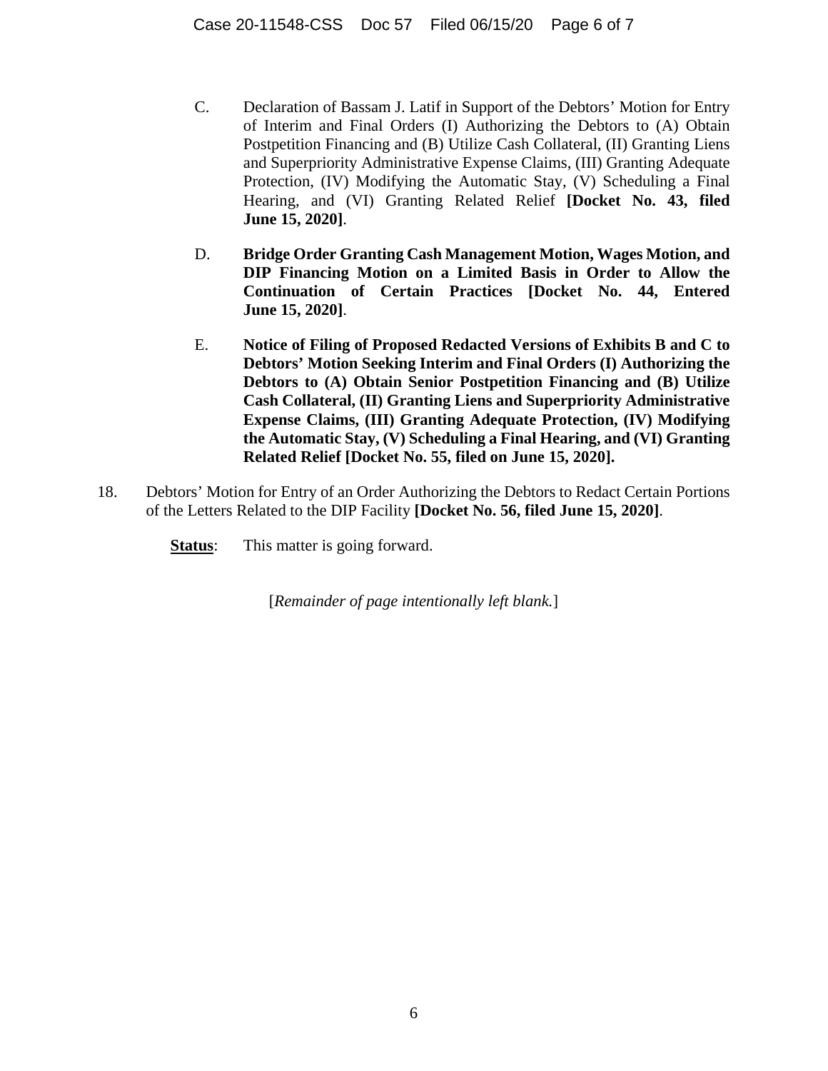C. Declaration of Bassam J. Latif in Support of the Debtors' Motion for Entry of Interim and Final Orders (I) Authorizing the Debtors to (A) Obtain Postpetition Financing and (B) Utilize Cash Collateral, (II) Granting Liens and Superpriority Administrative Expense Claims, (III) Granting Adequate Protection, (IV) Modifying the Automatic Stay, (V) Scheduling a Final Hearing, and (VI) Granting Related Relief **[Docket No. 43, filed June 15, 2020]**.

D. **Bridge Order Granting Cash Management Motion, Wages Motion, and DIP Financing Motion on a Limited Basis in Order to Allow the Continuation of Certain Practices [Docket No. 44, Entered June 15, 2020]**.

E. **Notice of Filing of Proposed Redacted Versions of Exhibits B and C to Debtors' Motion Seeking Interim and Final Orders (I) Authorizing the Debtors to (A) Obtain Senior Postpetition Financing and (B) Utilize Cash Collateral, (II) Granting Liens and Superpriority Administrative Expense Claims, (III) Granting Adequate Protection, (IV) Modifying the Automatic Stay, (V) Scheduling a Final Hearing, and (VI) Granting Related Relief [Docket No. 55, filed on June 15, 2020].**

18. Debtors' Motion for Entry of an Order Authorizing the Debtors to Redact Certain Portions of the Letters Related to the DIP Facility **[Docket No. 56, filed June 15, 2020]**.

**Status**: This matter is going forward.

[*Remainder of page intentionally left blank.*]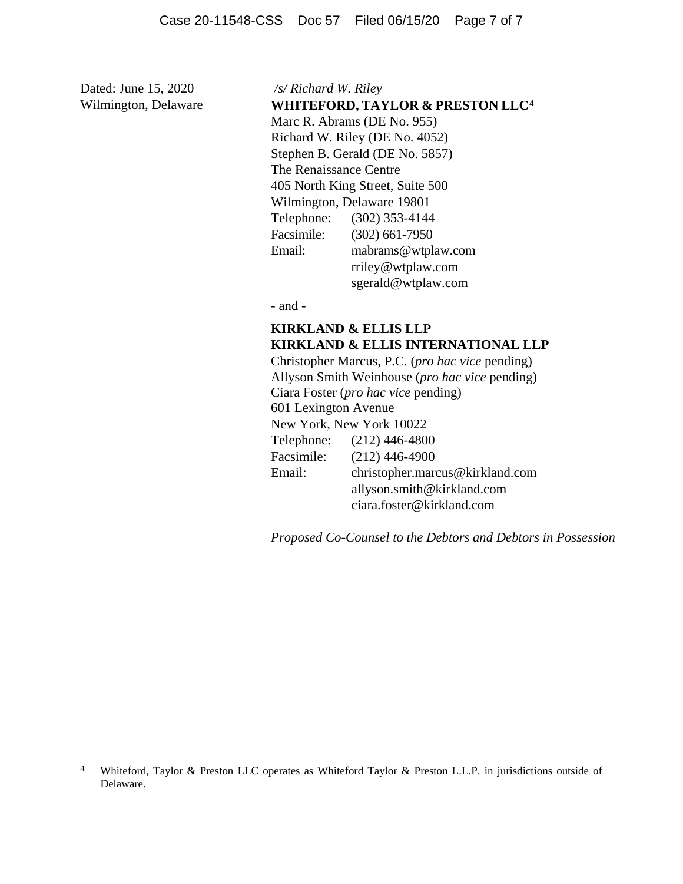Dated: June 15, 2020
Wilmington, Delaware

*/s/ Richard W. Riley*

**WHITEFORD, TAYLOR & PRESTON LLC**[4]
Marc R. Abrams (DE No. 955)
Richard W. Riley (DE No. 4052)
Stephen B. Gerald (DE No. 5857)
The Renaissance Centre
405 North King Street, Suite 500
Wilmington, Delaware 19801
Telephone: (302) 353-4144
Facsimile: (302) 661-7950
Email: mabrams@wtplaw.com
rriley@wtplaw.com
sgerald@wtplaw.com

\- and -

**KIRKLAND & ELLIS LLP**
**KIRKLAND & ELLIS INTERNATIONAL LLP**
Christopher Marcus, P.C. (*pro hac vice* pending)
Allyson Smith Weinhouse (*pro hac vice* pending)
Ciara Foster (*pro hac vice* pending)
601 Lexington Avenue
New York, New York 10022
Telephone: (212) 446-4800
Facsimile: (212) 446-4900
Email: christopher.marcus@kirkland.com
allyson.smith@kirkland.com
ciara.foster@kirkland.com

*Proposed Co-Counsel to the Debtors and Debtors in Possession*

---

[4] Whiteford, Taylor & Preston LLC operates as Whiteford Taylor & Preston L.L.P. in jurisdictions outside of Delaware.